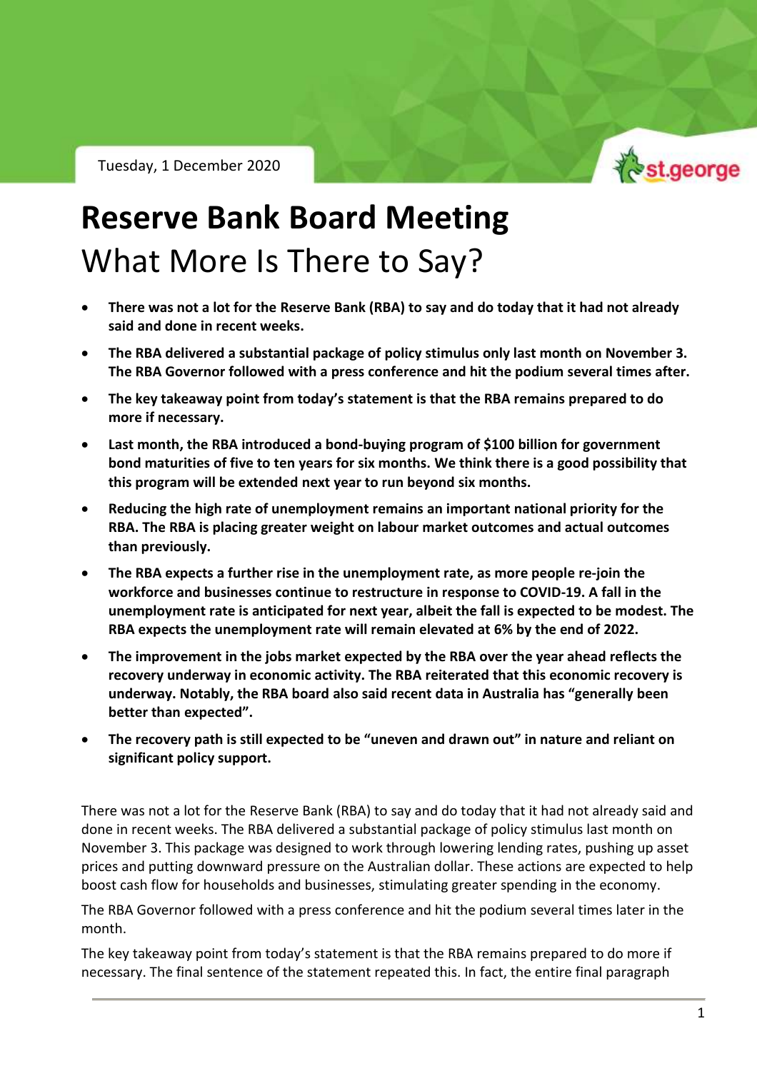Tuesday, 1 December 2020

# Reserve Bank Board Meeting

## What More Is There to Say?

- **There was not a lot for the Reserve Bank (RBA) to say and do today that it had not already said and done in recent weeks.**
- **The RBA delivered a substantial package of policy stimulus only last month on November 3. The RBA Governor followed with a press conference and hit the podium several times after.**
- **The key takeaway point from today's statement is that the RBA remains prepared to do more if necessary.**
- **Last month, the RBA introduced a bond-buying program of $100 billion for government bond maturities of five to ten years for six months. We think there is a good possibility that this program will be extended next year to run beyond six months.**
- **Reducing the high rate of unemployment remains an important national priority for the RBA. The RBA is placing greater weight on labour market outcomes and actual outcomes than previously.**
- **The RBA expects a further rise in the unemployment rate, as more people re-join the workforce and businesses continue to restructure in response to COVID-19. A fall in the unemployment rate is anticipated for next year, albeit the fall is expected to be modest. The RBA expects the unemployment rate will remain elevated at 6% by the end of 2022.**
- **The improvement in the jobs market expected by the RBA over the year ahead reflects the recovery underway in economic activity. The RBA reiterated that this economic recovery is underway. Notably, the RBA board also said recent data in Australia has "generally been better than expected".**
- **The recovery path is still expected to be "uneven and drawn out" in nature and reliant on significant policy support.**

There was not a lot for the Reserve Bank (RBA) to say and do today that it had not already said and done in recent weeks. The RBA delivered a substantial package of policy stimulus last month on November 3. This package was designed to work through lowering lending rates, pushing up asset prices and putting downward pressure on the Australian dollar. These actions are expected to help boost cash flow for households and businesses, stimulating greater spending in the economy.

The RBA Governor followed with a press conference and hit the podium several times later in the month.

The key takeaway point from today's statement is that the RBA remains prepared to do more if necessary. The final sentence of the statement repeated this. In fact, the entire final paragraph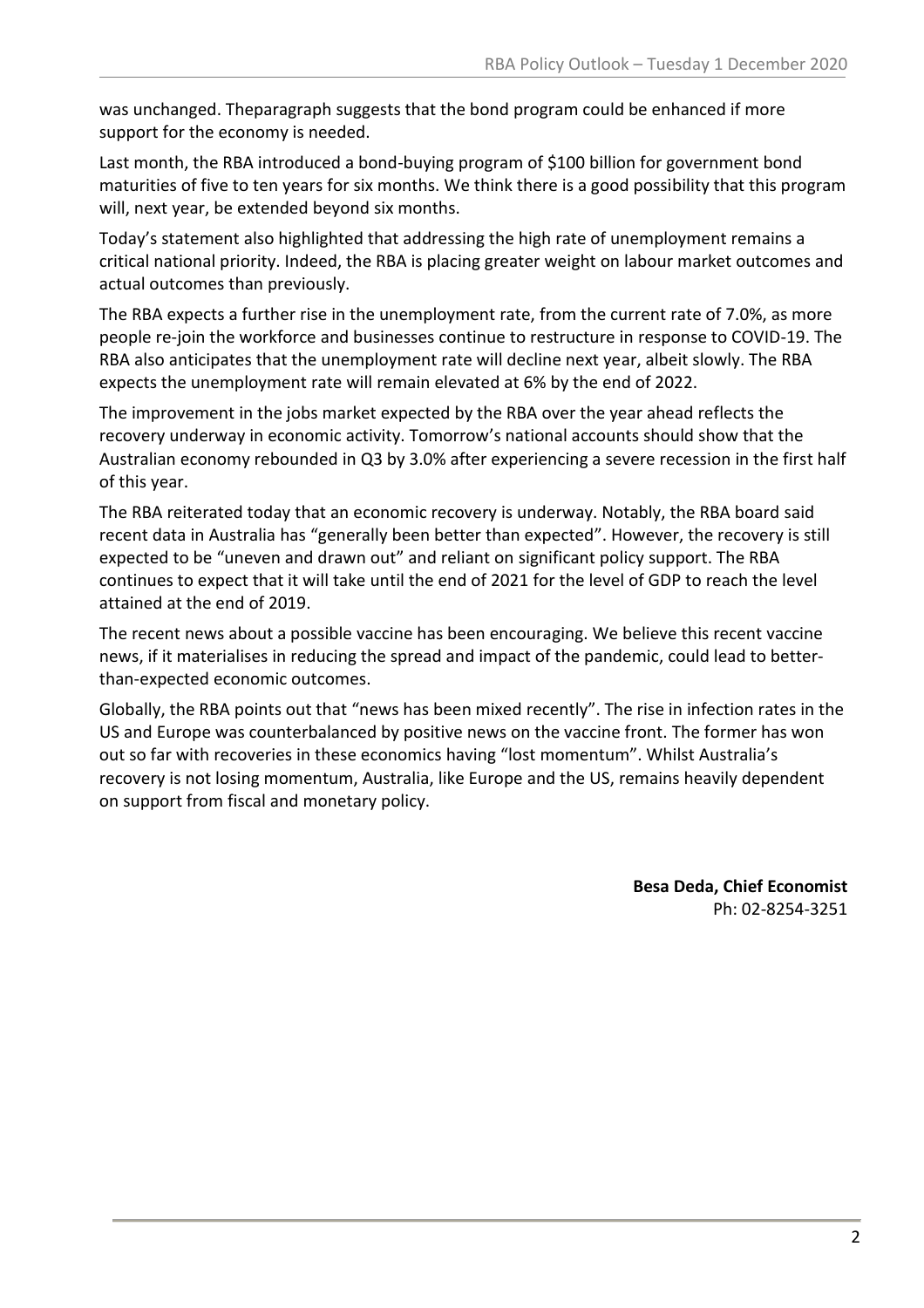was unchanged. Theparagraph suggests that the bond program could be enhanced if more support for the economy is needed.

Last month, the RBA introduced a bond-buying program of $100 billion for government bond maturities of five to ten years for six months. We think there is a good possibility that this program will, next year, be extended beyond six months.

Today's statement also highlighted that addressing the high rate of unemployment remains a critical national priority. Indeed, the RBA is placing greater weight on labour market outcomes and actual outcomes than previously.

The RBA expects a further rise in the unemployment rate, from the current rate of 7.0%, as more people re-join the workforce and businesses continue to restructure in response to COVID-19. The RBA also anticipates that the unemployment rate will decline next year, albeit slowly. The RBA expects the unemployment rate will remain elevated at 6% by the end of 2022.

The improvement in the jobs market expected by the RBA over the year ahead reflects the recovery underway in economic activity. Tomorrow's national accounts should show that the Australian economy rebounded in Q3 by 3.0% after experiencing a severe recession in the first half of this year.

The RBA reiterated today that an economic recovery is underway. Notably, the RBA board said recent data in Australia has "generally been better than expected". However, the recovery is still expected to be "uneven and drawn out" and reliant on significant policy support. The RBA continues to expect that it will take until the end of 2021 for the level of GDP to reach the level attained at the end of 2019.

The recent news about a possible vaccine has been encouraging. We believe this recent vaccine news, if it materialises in reducing the spread and impact of the pandemic, could lead to better-than-expected economic outcomes.

Globally, the RBA points out that "news has been mixed recently". The rise in infection rates in the US and Europe was counterbalanced by positive news on the vaccine front. The former has won out so far with recoveries in these economics having "lost momentum". Whilst Australia's recovery is not losing momentum, Australia, like Europe and the US, remains heavily dependent on support from fiscal and monetary policy.

**Besa Deda, Chief Economist**
Ph: 02-8254-3251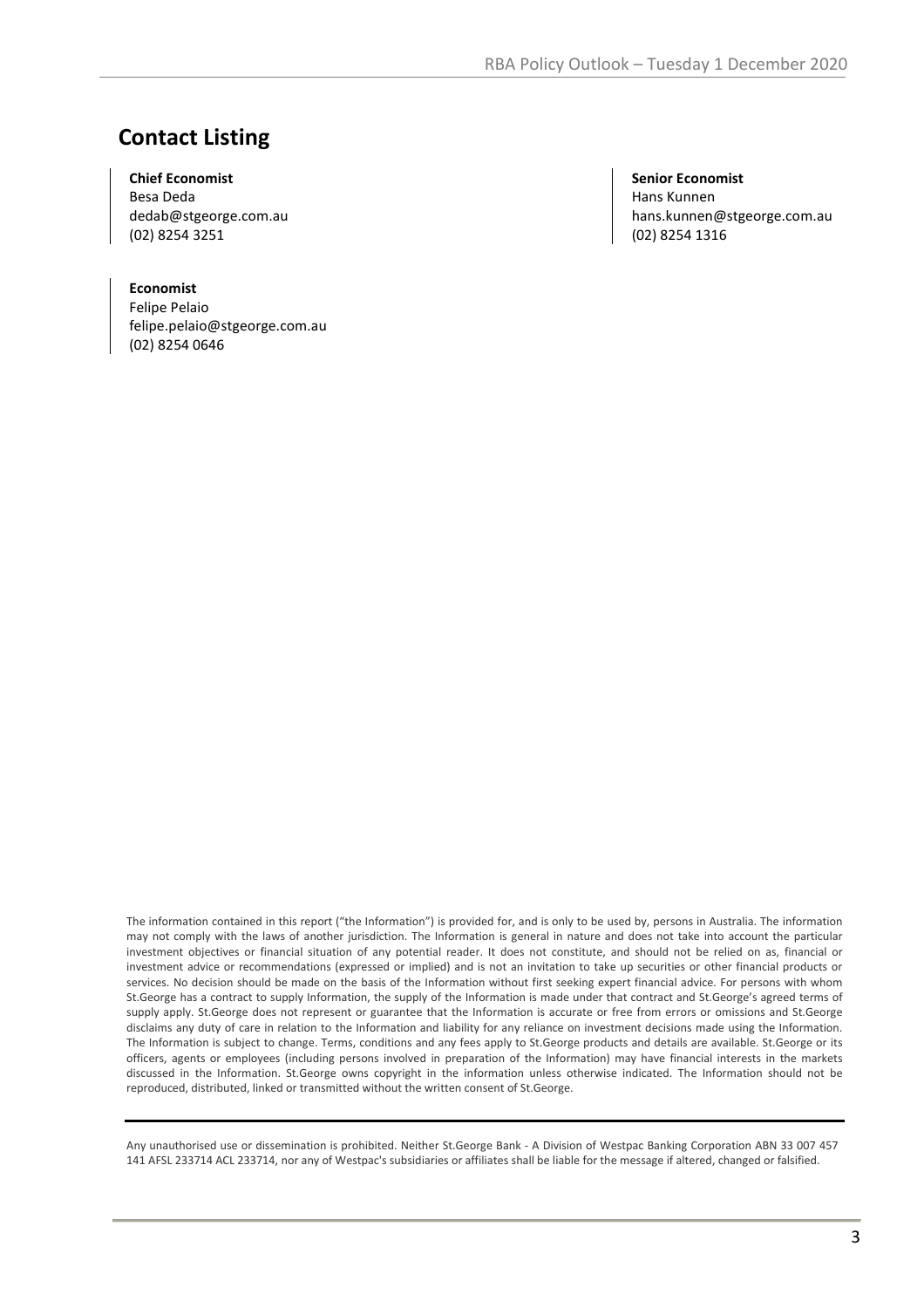## Contact Listing

**Chief Economist**
Besa Deda
dedab@stgeorge.com.au
(02) 8254 3251

**Senior Economist**
Hans Kunnen
hans.kunnen@stgeorge.com.au
(02) 8254 1316

**Economist**
Felipe Pelaio
felipe.pelaio@stgeorge.com.au
(02) 8254 0646

The information contained in this report ("the Information") is provided for, and is only to be used by, persons in Australia. The information may not comply with the laws of another jurisdiction. The Information is general in nature and does not take into account the particular investment objectives or financial situation of any potential reader. It does not constitute, and should not be relied on as, financial or investment advice or recommendations (expressed or implied) and is not an invitation to take up securities or other financial products or services. No decision should be made on the basis of the Information without first seeking expert financial advice. For persons with whom St.George has a contract to supply Information, the supply of the Information is made under that contract and St.George's agreed terms of supply apply. St.George does not represent or guarantee that the Information is accurate or free from errors or omissions and St.George disclaims any duty of care in relation to the Information and liability for any reliance on investment decisions made using the Information. The Information is subject to change. Terms, conditions and any fees apply to St.George products and details are available. St.George or its officers, agents or employees (including persons involved in preparation of the Information) may have financial interests in the markets discussed in the Information. St.George owns copyright in the information unless otherwise indicated. The Information should not be reproduced, distributed, linked or transmitted without the written consent of St.George.

Any unauthorised use or dissemination is prohibited. Neither St.George Bank - A Division of Westpac Banking Corporation ABN 33 007 457 141 AFSL 233714 ACL 233714, nor any of Westpac's subsidiaries or affiliates shall be liable for the message if altered, changed or falsified.